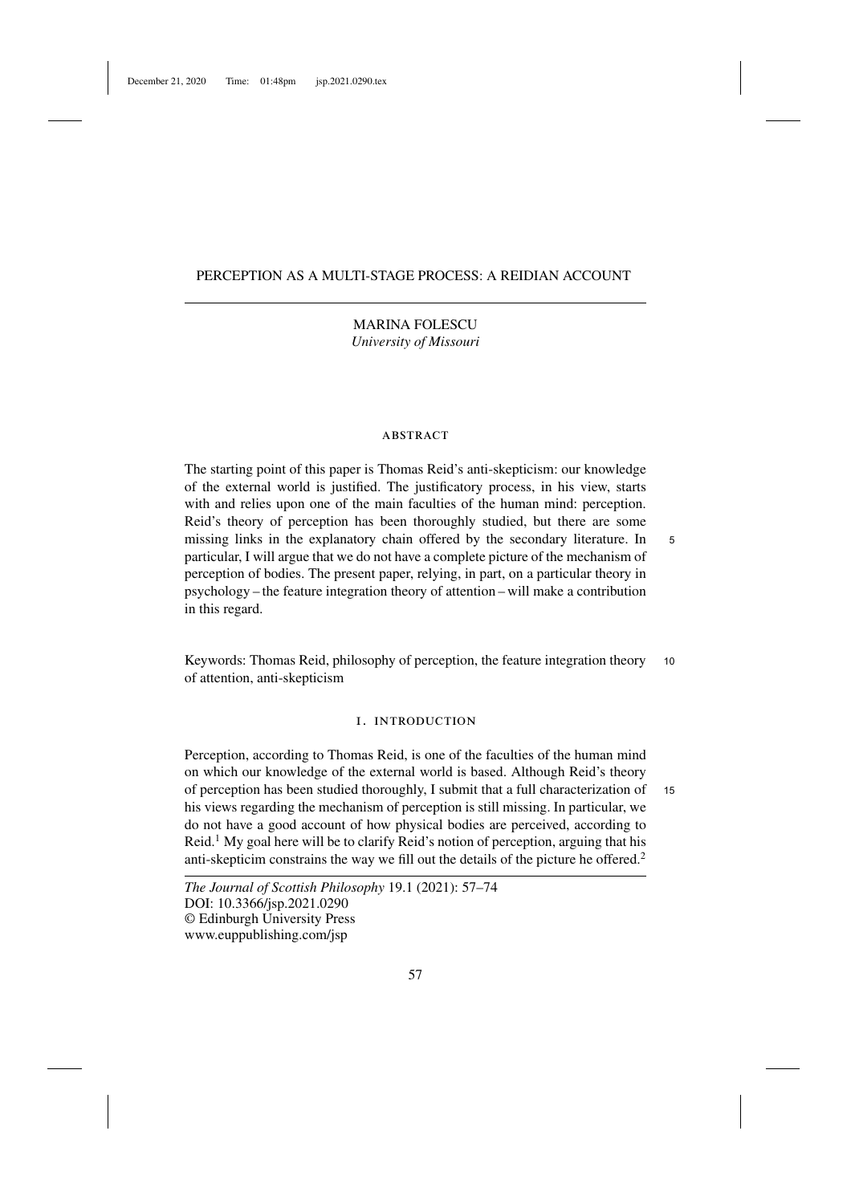# PERCEPTION AS A MULTI-STAGE PROCESS: A REIDIAN ACCOUNT

MARINA FOLESCU
*University of Missouri*

## ABSTRACT

The starting point of this paper is Thomas Reid's anti-skepticism: our knowledge of the external world is justified. The justificatory process, in his view, starts with and relies upon one of the main faculties of the human mind: perception. Reid's theory of perception has been thoroughly studied, but there are some missing links in the explanatory chain offered by the secondary literature. In particular, I will argue that we do not have a complete picture of the mechanism of perception of bodies. The present paper, relying, in part, on a particular theory in psychology – the feature integration theory of attention – will make a contribution in this regard.

Keywords: Thomas Reid, philosophy of perception, the feature integration theory of attention, anti-skepticism

## I. INTRODUCTION

Perception, according to Thomas Reid, is one of the faculties of the human mind on which our knowledge of the external world is based. Although Reid's theory of perception has been studied thoroughly, I submit that a full characterization of his views regarding the mechanism of perception is still missing. In particular, we do not have a good account of how physical bodies are perceived, according to Reid.[1] My goal here will be to clarify Reid's notion of perception, arguing that his anti-skepticim constrains the way we fill out the details of the picture he offered.[2]

*The Journal of Scottish Philosophy* 19.1 (2021): 57–74
DOI: 10.3366/jsp.2021.0290
© Edinburgh University Press
www.euppublishing.com/jsp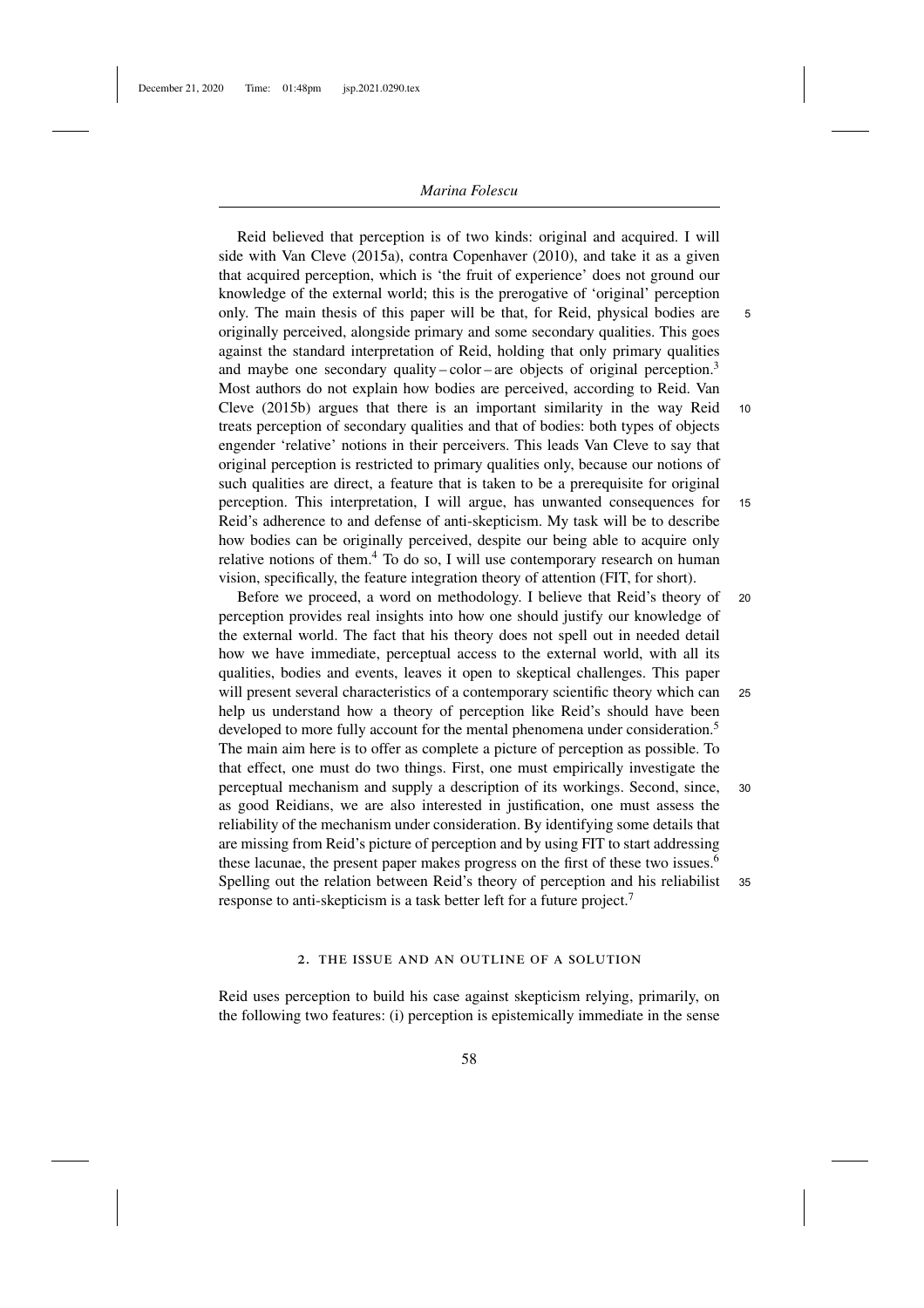Reid believed that perception is of two kinds: original and acquired. I will side with Van Cleve (2015a), contra Copenhaver (2010), and take it as a given that acquired perception, which is 'the fruit of experience' does not ground our knowledge of the external world; this is the prerogative of 'original' perception only. The main thesis of this paper will be that, for Reid, physical bodies are originally perceived, alongside primary and some secondary qualities. This goes against the standard interpretation of Reid, holding that only primary qualities and maybe one secondary quality – color – are objects of original perception.[3] Most authors do not explain how bodies are perceived, according to Reid. Van Cleve (2015b) argues that there is an important similarity in the way Reid treats perception of secondary qualities and that of bodies: both types of objects engender 'relative' notions in their perceivers. This leads Van Cleve to say that original perception is restricted to primary qualities only, because our notions of such qualities are direct, a feature that is taken to be a prerequisite for original perception. This interpretation, I will argue, has unwanted consequences for Reid's adherence to and defense of anti-skepticism. My task will be to describe how bodies can be originally perceived, despite our being able to acquire only relative notions of them.[4] To do so, I will use contemporary research on human vision, specifically, the feature integration theory of attention (FIT, for short).

Before we proceed, a word on methodology. I believe that Reid's theory of perception provides real insights into how one should justify our knowledge of the external world. The fact that his theory does not spell out in needed detail how we have immediate, perceptual access to the external world, with all its qualities, bodies and events, leaves it open to skeptical challenges. This paper will present several characteristics of a contemporary scientific theory which can help us understand how a theory of perception like Reid's should have been developed to more fully account for the mental phenomena under consideration.[5] The main aim here is to offer as complete a picture of perception as possible. To that effect, one must do two things. First, one must empirically investigate the perceptual mechanism and supply a description of its workings. Second, since, as good Reidians, we are also interested in justification, one must assess the reliability of the mechanism under consideration. By identifying some details that are missing from Reid's picture of perception and by using FIT to start addressing these lacunae, the present paper makes progress on the first of these two issues.[6] Spelling out the relation between Reid's theory of perception and his reliabilist response to anti-skepticism is a task better left for a future project.[7]

## 2. THE ISSUE AND AN OUTLINE OF A SOLUTION

Reid uses perception to build his case against skepticism relying, primarily, on the following two features: (i) perception is epistemically immediate in the sense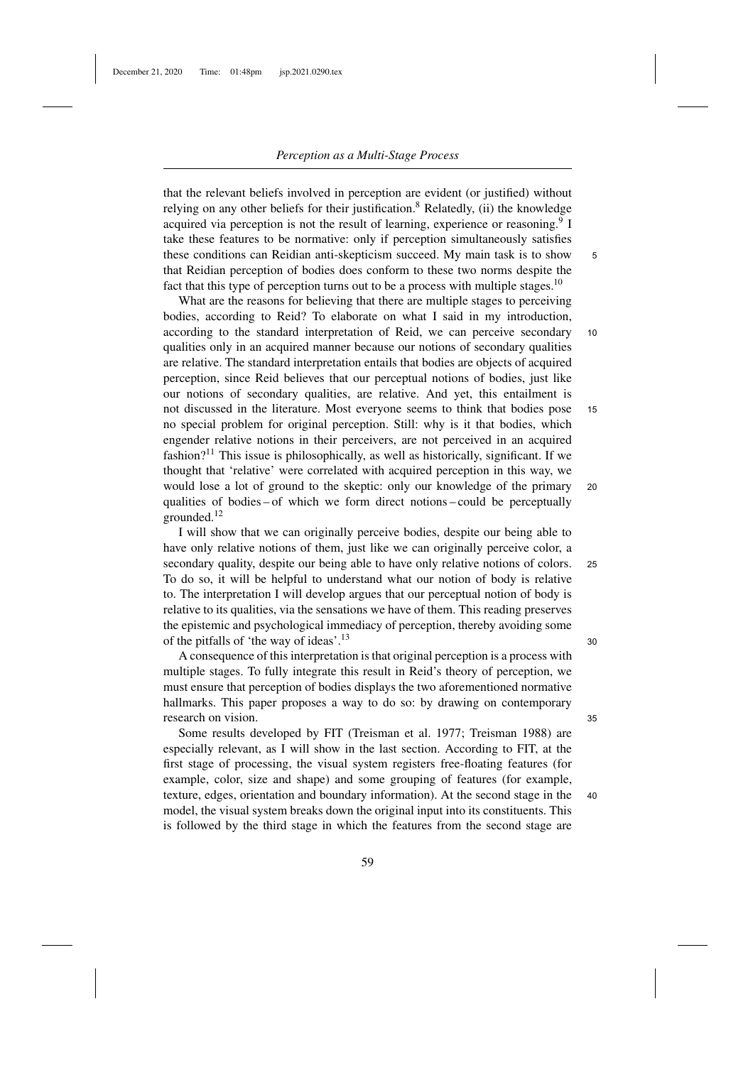that the relevant beliefs involved in perception are evident (or justified) without relying on any other beliefs for their justification.[8] Relatedly, (ii) the knowledge acquired via perception is not the result of learning, experience or reasoning.[9] I take these features to be normative: only if perception simultaneously satisfies these conditions can Reidian anti-skepticism succeed. My main task is to show that Reidian perception of bodies does conform to these two norms despite the fact that this type of perception turns out to be a process with multiple stages.[10]

What are the reasons for believing that there are multiple stages to perceiving bodies, according to Reid? To elaborate on what I said in my introduction, according to the standard interpretation of Reid, we can perceive secondary qualities only in an acquired manner because our notions of secondary qualities are relative. The standard interpretation entails that bodies are objects of acquired perception, since Reid believes that our perceptual notions of bodies, just like our notions of secondary qualities, are relative. And yet, this entailment is not discussed in the literature. Most everyone seems to think that bodies pose no special problem for original perception. Still: why is it that bodies, which engender relative notions in their perceivers, are not perceived in an acquired fashion?[11] This issue is philosophically, as well as historically, significant. If we thought that 'relative' were correlated with acquired perception in this way, we would lose a lot of ground to the skeptic: only our knowledge of the primary qualities of bodies – of which we form direct notions – could be perceptually grounded.[12]

I will show that we can originally perceive bodies, despite our being able to have only relative notions of them, just like we can originally perceive color, a secondary quality, despite our being able to have only relative notions of colors. To do so, it will be helpful to understand what our notion of body is relative to. The interpretation I will develop argues that our perceptual notion of body is relative to its qualities, via the sensations we have of them. This reading preserves the epistemic and psychological immediacy of perception, thereby avoiding some of the pitfalls of 'the way of ideas'.[13]

A consequence of this interpretation is that original perception is a process with multiple stages. To fully integrate this result in Reid's theory of perception, we must ensure that perception of bodies displays the two aforementioned normative hallmarks. This paper proposes a way to do so: by drawing on contemporary research on vision.

Some results developed by FIT (Treisman et al. 1977; Treisman 1988) are especially relevant, as I will show in the last section. According to FIT, at the first stage of processing, the visual system registers free-floating features (for example, color, size and shape) and some grouping of features (for example, texture, edges, orientation and boundary information). At the second stage in the model, the visual system breaks down the original input into its constituents. This is followed by the third stage in which the features from the second stage are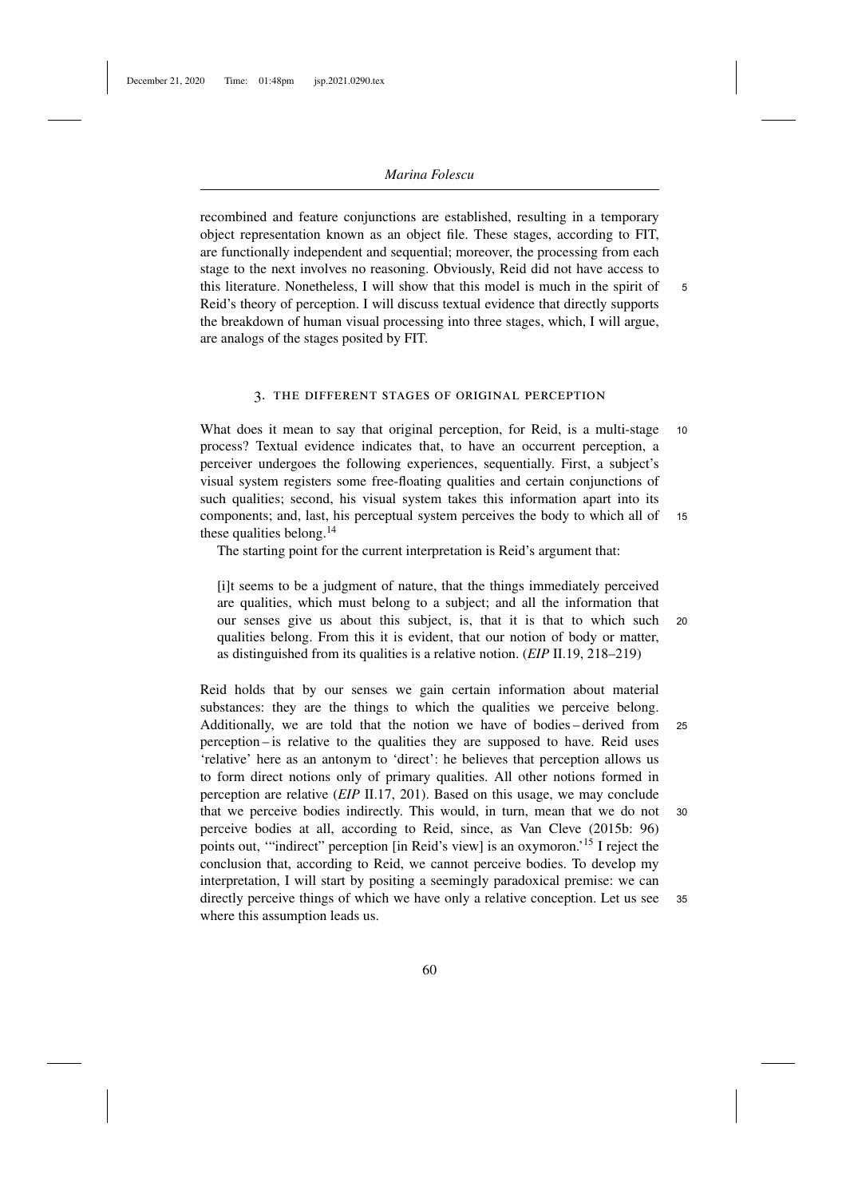recombined and feature conjunctions are established, resulting in a temporary object representation known as an object file. These stages, according to FIT, are functionally independent and sequential; moreover, the processing from each stage to the next involves no reasoning. Obviously, Reid did not have access to this literature. Nonetheless, I will show that this model is much in the spirit of Reid's theory of perception. I will discuss textual evidence that directly supports the breakdown of human visual processing into three stages, which, I will argue, are analogs of the stages posited by FIT.

## 3. THE DIFFERENT STAGES OF ORIGINAL PERCEPTION

What does it mean to say that original perception, for Reid, is a multi-stage process? Textual evidence indicates that, to have an occurrent perception, a perceiver undergoes the following experiences, sequentially. First, a subject's visual system registers some free-floating qualities and certain conjunctions of such qualities; second, his visual system takes this information apart into its components; and, last, his perceptual system perceives the body to which all of these qualities belong.[14]

The starting point for the current interpretation is Reid's argument that:

> [i]t seems to be a judgment of nature, that the things immediately perceived are qualities, which must belong to a subject; and all the information that our senses give us about this subject, is, that it is that to which such qualities belong. From this it is evident, that our notion of body or matter, as distinguished from its qualities is a relative notion. (*EIP* II.19, 218–219)

Reid holds that by our senses we gain certain information about material substances: they are the things to which the qualities we perceive belong. Additionally, we are told that the notion we have of bodies – derived from perception – is relative to the qualities they are supposed to have. Reid uses 'relative' here as an antonym to 'direct': he believes that perception allows us to form direct notions only of primary qualities. All other notions formed in perception are relative (*EIP* II.17, 201). Based on this usage, we may conclude that we perceive bodies indirectly. This would, in turn, mean that we do not perceive bodies at all, according to Reid, since, as Van Cleve (2015b: 96) points out, '"indirect" perception [in Reid's view] is an oxymoron.'[15] I reject the conclusion that, according to Reid, we cannot perceive bodies. To develop my interpretation, I will start by positing a seemingly paradoxical premise: we can directly perceive things of which we have only a relative conception. Let us see where this assumption leads us.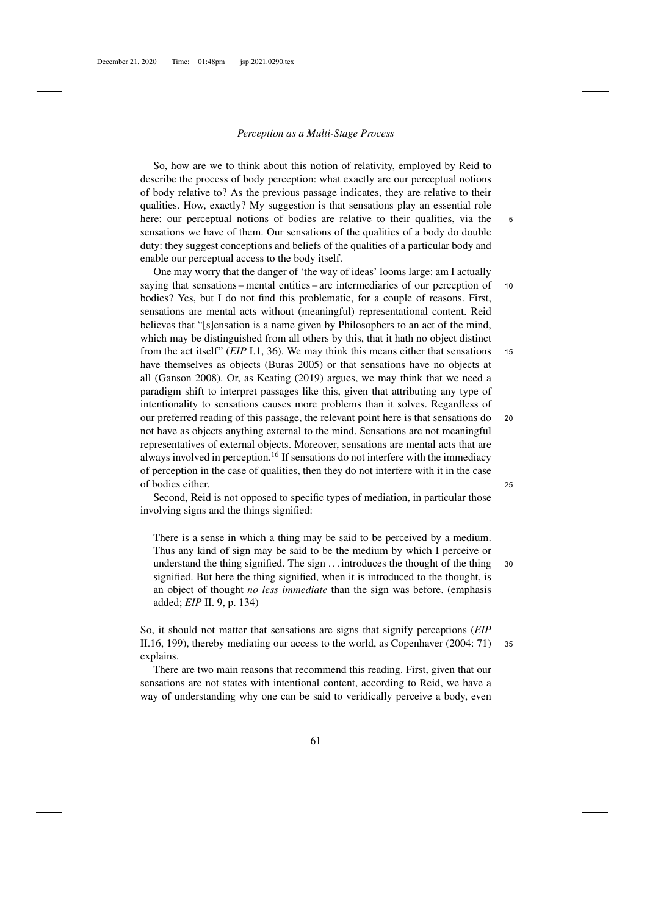So, how are we to think about this notion of relativity, employed by Reid to describe the process of body perception: what exactly are our perceptual notions of body relative to? As the previous passage indicates, they are relative to their qualities. How, exactly? My suggestion is that sensations play an essential role here: our perceptual notions of bodies are relative to their qualities, via the sensations we have of them. Our sensations of the qualities of a body do double duty: they suggest conceptions and beliefs of the qualities of a particular body and enable our perceptual access to the body itself.

One may worry that the danger of 'the way of ideas' looms large: am I actually saying that sensations – mental entities – are intermediaries of our perception of bodies? Yes, but I do not find this problematic, for a couple of reasons. First, sensations are mental acts without (meaningful) representational content. Reid believes that "[s]ensation is a name given by Philosophers to an act of the mind, which may be distinguished from all others by this, that it hath no object distinct from the act itself" (*EIP* I.1, 36). We may think this means either that sensations have themselves as objects (Buras 2005) or that sensations have no objects at all (Ganson 2008). Or, as Keating (2019) argues, we may think that we need a paradigm shift to interpret passages like this, given that attributing any type of intentionality to sensations causes more problems than it solves. Regardless of our preferred reading of this passage, the relevant point here is that sensations do not have as objects anything external to the mind. Sensations are not meaningful representatives of external objects. Moreover, sensations are mental acts that are always involved in perception.[16] If sensations do not interfere with the immediacy of perception in the case of qualities, then they do not interfere with it in the case of bodies either.

Second, Reid is not opposed to specific types of mediation, in particular those involving signs and the things signified:

> There is a sense in which a thing may be said to be perceived by a medium. Thus any kind of sign may be said to be the medium by which I perceive or understand the thing signified. The sign . . . introduces the thought of the thing signified. But here the thing signified, when it is introduced to the thought, is an object of thought *no less immediate* than the sign was before. (emphasis added; *EIP* II. 9, p. 134)

So, it should not matter that sensations are signs that signify perceptions (*EIP* II.16, 199), thereby mediating our access to the world, as Copenhaver (2004: 71) explains.

There are two main reasons that recommend this reading. First, given that our sensations are not states with intentional content, according to Reid, we have a way of understanding why one can be said to veridically perceive a body, even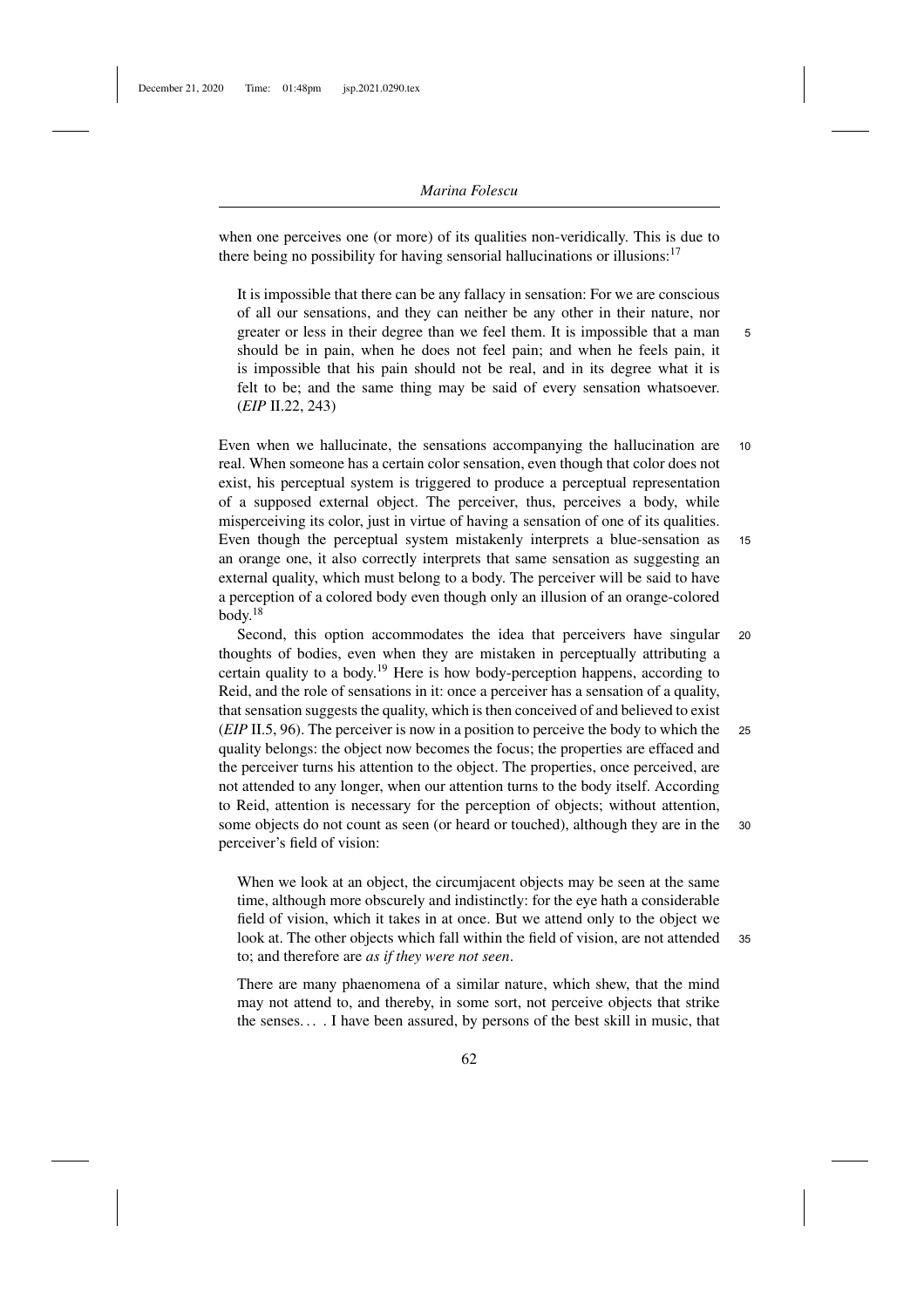when one perceives one (or more) of its qualities non-veridically. This is due to there being no possibility for having sensorial hallucinations or illusions:[17]

> It is impossible that there can be any fallacy in sensation: For we are conscious of all our sensations, and they can neither be any other in their nature, nor greater or less in their degree than we feel them. It is impossible that a man should be in pain, when he does not feel pain; and when he feels pain, it is impossible that his pain should not be real, and in its degree what it is felt to be; and the same thing may be said of every sensation whatsoever. (*EIP* II.22, 243)

Even when we hallucinate, the sensations accompanying the hallucination are real. When someone has a certain color sensation, even though that color does not exist, his perceptual system is triggered to produce a perceptual representation of a supposed external object. The perceiver, thus, perceives a body, while misperceiving its color, just in virtue of having a sensation of one of its qualities. Even though the perceptual system mistakenly interprets a blue-sensation as an orange one, it also correctly interprets that same sensation as suggesting an external quality, which must belong to a body. The perceiver will be said to have a perception of a colored body even though only an illusion of an orange-colored body.[18]

Second, this option accommodates the idea that perceivers have singular thoughts of bodies, even when they are mistaken in perceptually attributing a certain quality to a body.[19] Here is how body-perception happens, according to Reid, and the role of sensations in it: once a perceiver has a sensation of a quality, that sensation suggests the quality, which is then conceived of and believed to exist (*EIP* II.5, 96). The perceiver is now in a position to perceive the body to which the quality belongs: the object now becomes the focus; the properties are effaced and the perceiver turns his attention to the object. The properties, once perceived, are not attended to any longer, when our attention turns to the body itself. According to Reid, attention is necessary for the perception of objects; without attention, some objects do not count as seen (or heard or touched), although they are in the perceiver's field of vision:

> When we look at an object, the circumjacent objects may be seen at the same time, although more obscurely and indistinctly: for the eye hath a considerable field of vision, which it takes in at once. But we attend only to the object we look at. The other objects which fall within the field of vision, are not attended to; and therefore are *as if they were not seen*.
>
> There are many phaenomena of a similar nature, which shew, that the mind may not attend to, and thereby, in some sort, not perceive objects that strike the senses. . . . I have been assured, by persons of the best skill in music, that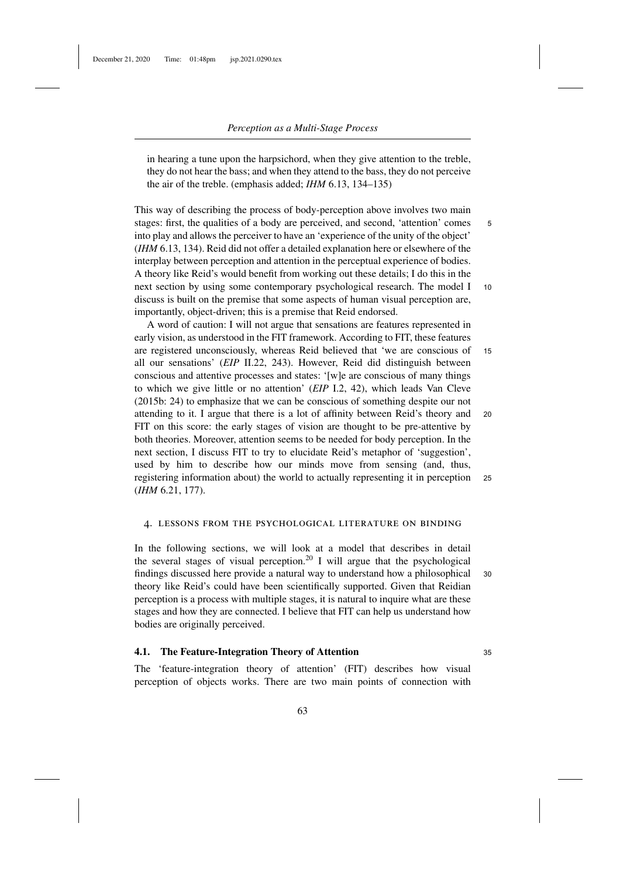> in hearing a tune upon the harpsichord, when they give attention to the treble, they do not hear the bass; and when they attend to the bass, they do not perceive the air of the treble. (emphasis added; *IHM* 6.13, 134–135)

This way of describing the process of body-perception above involves two main stages: first, the qualities of a body are perceived, and second, 'attention' comes into play and allows the perceiver to have an 'experience of the unity of the object' (*IHM* 6.13, 134). Reid did not offer a detailed explanation here or elsewhere of the interplay between perception and attention in the perceptual experience of bodies. A theory like Reid's would benefit from working out these details; I do this in the next section by using some contemporary psychological research. The model I discuss is built on the premise that some aspects of human visual perception are, importantly, object-driven; this is a premise that Reid endorsed.

A word of caution: I will not argue that sensations are features represented in early vision, as understood in the FIT framework. According to FIT, these features are registered unconsciously, whereas Reid believed that 'we are conscious of all our sensations' (*EIP* II.22, 243). However, Reid did distinguish between conscious and attentive processes and states: '[w]e are conscious of many things to which we give little or no attention' (*EIP* I.2, 42), which leads Van Cleve (2015b: 24) to emphasize that we can be conscious of something despite our not attending to it. I argue that there is a lot of affinity between Reid's theory and FIT on this score: the early stages of vision are thought to be pre-attentive by both theories. Moreover, attention seems to be needed for body perception. In the next section, I discuss FIT to try to elucidate Reid's metaphor of 'suggestion', used by him to describe how our minds move from sensing (and, thus, registering information about) the world to actually representing it in perception (*IHM* 6.21, 177).

## 4. LESSONS FROM THE PSYCHOLOGICAL LITERATURE ON BINDING

In the following sections, we will look at a model that describes in detail the several stages of visual perception.[20] I will argue that the psychological findings discussed here provide a natural way to understand how a philosophical theory like Reid's could have been scientifically supported. Given that Reidian perception is a process with multiple stages, it is natural to inquire what are these stages and how they are connected. I believe that FIT can help us understand how bodies are originally perceived.

### 4.1. The Feature-Integration Theory of Attention

The 'feature-integration theory of attention' (FIT) describes how visual perception of objects works. There are two main points of connection with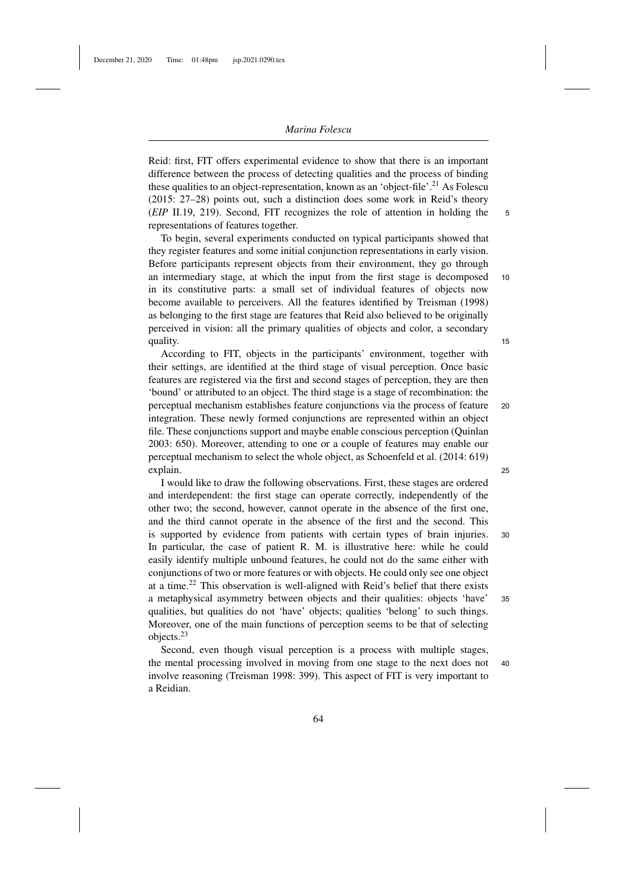Reid: first, FIT offers experimental evidence to show that there is an important difference between the process of detecting qualities and the process of binding these qualities to an object-representation, known as an 'object-file'.[21] As Folescu (2015: 27–28) points out, such a distinction does some work in Reid's theory (*EIP* II.19, 219). Second, FIT recognizes the role of attention in holding the representations of features together.

To begin, several experiments conducted on typical participants showed that they register features and some initial conjunction representations in early vision. Before participants represent objects from their environment, they go through an intermediary stage, at which the input from the first stage is decomposed in its constitutive parts: a small set of individual features of objects now become available to perceivers. All the features identified by Treisman (1998) as belonging to the first stage are features that Reid also believed to be originally perceived in vision: all the primary qualities of objects and color, a secondary quality.

According to FIT, objects in the participants' environment, together with their settings, are identified at the third stage of visual perception. Once basic features are registered via the first and second stages of perception, they are then 'bound' or attributed to an object. The third stage is a stage of recombination: the perceptual mechanism establishes feature conjunctions via the process of feature integration. These newly formed conjunctions are represented within an object file. These conjunctions support and maybe enable conscious perception (Quinlan 2003: 650). Moreover, attending to one or a couple of features may enable our perceptual mechanism to select the whole object, as Schoenfeld et al. (2014: 619) explain.

I would like to draw the following observations. First, these stages are ordered and interdependent: the first stage can operate correctly, independently of the other two; the second, however, cannot operate in the absence of the first one, and the third cannot operate in the absence of the first and the second. This is supported by evidence from patients with certain types of brain injuries. In particular, the case of patient R. M. is illustrative here: while he could easily identify multiple unbound features, he could not do the same either with conjunctions of two or more features or with objects. He could only see one object at a time.[22] This observation is well-aligned with Reid's belief that there exists a metaphysical asymmetry between objects and their qualities: objects 'have' qualities, but qualities do not 'have' objects; qualities 'belong' to such things. Moreover, one of the main functions of perception seems to be that of selecting objects.[23]

Second, even though visual perception is a process with multiple stages, the mental processing involved in moving from one stage to the next does not involve reasoning (Treisman 1998: 399). This aspect of FIT is very important to a Reidian.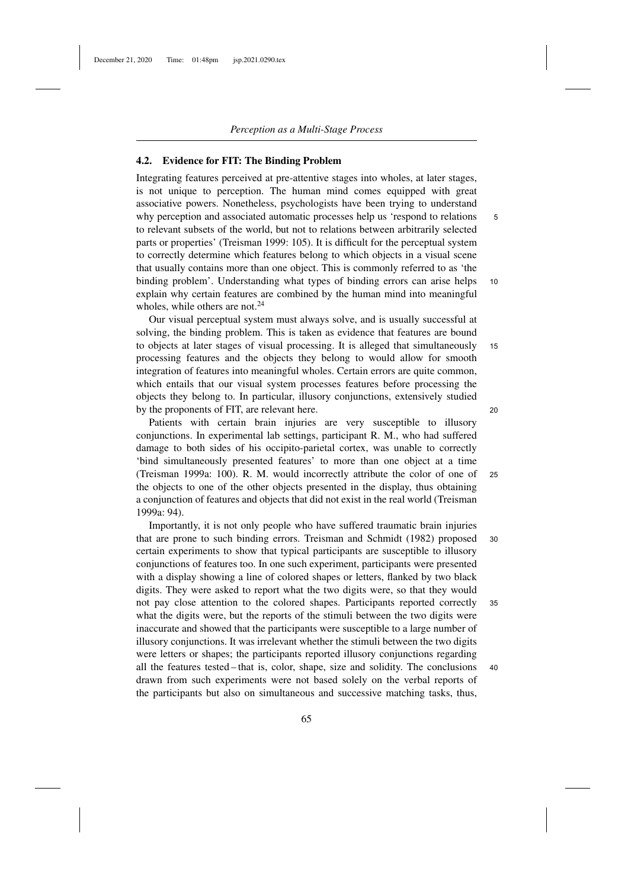### 4.2. Evidence for FIT: The Binding Problem

Integrating features perceived at pre-attentive stages into wholes, at later stages, is not unique to perception. The human mind comes equipped with great associative powers. Nonetheless, psychologists have been trying to understand why perception and associated automatic processes help us 'respond to relations to relevant subsets of the world, but not to relations between arbitrarily selected parts or properties' (Treisman 1999: 105). It is difficult for the perceptual system to correctly determine which features belong to which objects in a visual scene that usually contains more than one object. This is commonly referred to as 'the binding problem'. Understanding what types of binding errors can arise helps explain why certain features are combined by the human mind into meaningful wholes, while others are not.[24]

Our visual perceptual system must always solve, and is usually successful at solving, the binding problem. This is taken as evidence that features are bound to objects at later stages of visual processing. It is alleged that simultaneously processing features and the objects they belong to would allow for smooth integration of features into meaningful wholes. Certain errors are quite common, which entails that our visual system processes features before processing the objects they belong to. In particular, illusory conjunctions, extensively studied by the proponents of FIT, are relevant here.

Patients with certain brain injuries are very susceptible to illusory conjunctions. In experimental lab settings, participant R. M., who had suffered damage to both sides of his occipito-parietal cortex, was unable to correctly 'bind simultaneously presented features' to more than one object at a time (Treisman 1999a: 100). R. M. would incorrectly attribute the color of one of the objects to one of the other objects presented in the display, thus obtaining a conjunction of features and objects that did not exist in the real world (Treisman 1999a: 94).

Importantly, it is not only people who have suffered traumatic brain injuries that are prone to such binding errors. Treisman and Schmidt (1982) proposed certain experiments to show that typical participants are susceptible to illusory conjunctions of features too. In one such experiment, participants were presented with a display showing a line of colored shapes or letters, flanked by two black digits. They were asked to report what the two digits were, so that they would not pay close attention to the colored shapes. Participants reported correctly what the digits were, but the reports of the stimuli between the two digits were inaccurate and showed that the participants were susceptible to a large number of illusory conjunctions. It was irrelevant whether the stimuli between the two digits were letters or shapes; the participants reported illusory conjunctions regarding all the features tested – that is, color, shape, size and solidity. The conclusions drawn from such experiments were not based solely on the verbal reports of the participants but also on simultaneous and successive matching tasks, thus,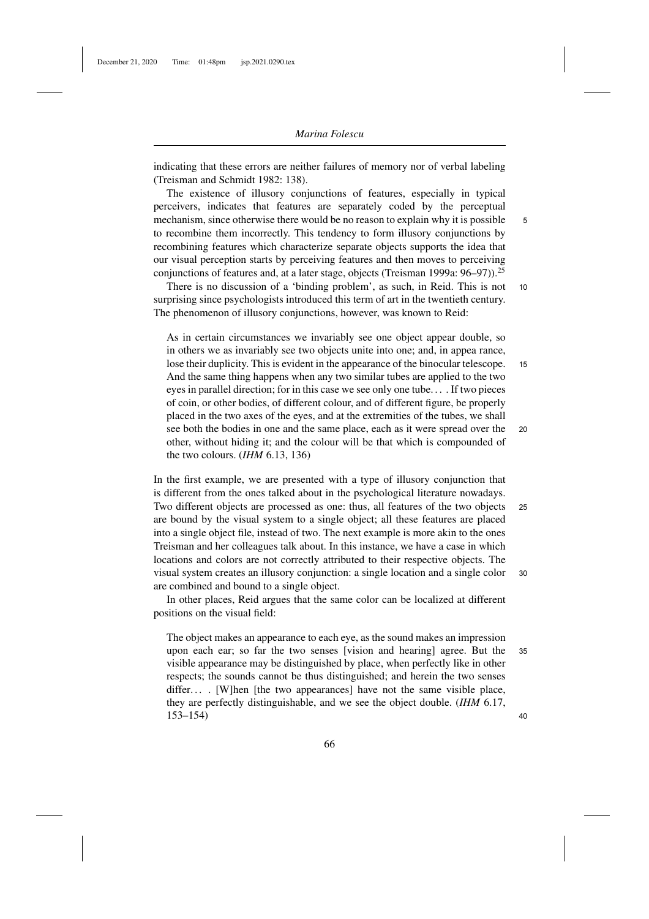indicating that these errors are neither failures of memory nor of verbal labeling (Treisman and Schmidt 1982: 138).

The existence of illusory conjunctions of features, especially in typical perceivers, indicates that features are separately coded by the perceptual mechanism, since otherwise there would be no reason to explain why it is possible to recombine them incorrectly. This tendency to form illusory conjunctions by recombining features which characterize separate objects supports the idea that our visual perception starts by perceiving features and then moves to perceiving conjunctions of features and, at a later stage, objects (Treisman 1999a: 96–97)).[25]

There is no discussion of a 'binding problem', as such, in Reid. This is not surprising since psychologists introduced this term of art in the twentieth century. The phenomenon of illusory conjunctions, however, was known to Reid:

> As in certain circumstances we invariably see one object appear double, so in others we as invariably see two objects unite into one; and, in appea rance, lose their duplicity. This is evident in the appearance of the binocular telescope. And the same thing happens when any two similar tubes are applied to the two eyes in parallel direction; for in this case we see only one tube. . . . If two pieces of coin, or other bodies, of different colour, and of different figure, be properly placed in the two axes of the eyes, and at the extremities of the tubes, we shall see both the bodies in one and the same place, each as it were spread over the other, without hiding it; and the colour will be that which is compounded of the two colours. (*IHM* 6.13, 136)

In the first example, we are presented with a type of illusory conjunction that is different from the ones talked about in the psychological literature nowadays. Two different objects are processed as one: thus, all features of the two objects are bound by the visual system to a single object; all these features are placed into a single object file, instead of two. The next example is more akin to the ones Treisman and her colleagues talk about. In this instance, we have a case in which locations and colors are not correctly attributed to their respective objects. The visual system creates an illusory conjunction: a single location and a single color are combined and bound to a single object.

In other places, Reid argues that the same color can be localized at different positions on the visual field:

> The object makes an appearance to each eye, as the sound makes an impression upon each ear; so far the two senses [vision and hearing] agree. But the visible appearance may be distinguished by place, when perfectly like in other respects; the sounds cannot be thus distinguished; and herein the two senses differ. . . . [W]hen [the two appearances] have not the same visible place, they are perfectly distinguishable, and we see the object double. (*IHM* 6.17, 153–154)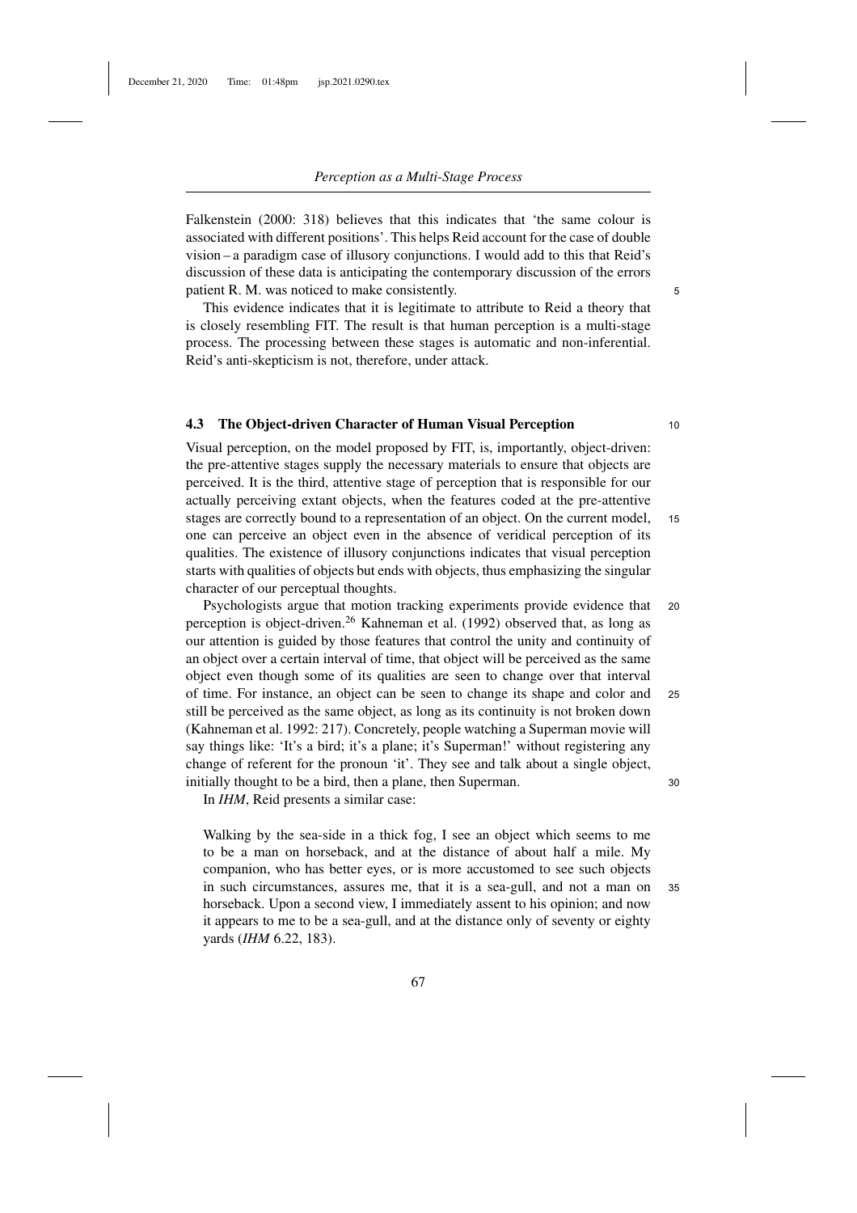Falkenstein (2000: 318) believes that this indicates that 'the same colour is associated with different positions'. This helps Reid account for the case of double vision – a paradigm case of illusory conjunctions. I would add to this that Reid's discussion of these data is anticipating the contemporary discussion of the errors patient R. M. was noticed to make consistently.

This evidence indicates that it is legitimate to attribute to Reid a theory that is closely resembling FIT. The result is that human perception is a multi-stage process. The processing between these stages is automatic and non-inferential. Reid's anti-skepticism is not, therefore, under attack.

### 4.3 The Object-driven Character of Human Visual Perception

Visual perception, on the model proposed by FIT, is, importantly, object-driven: the pre-attentive stages supply the necessary materials to ensure that objects are perceived. It is the third, attentive stage of perception that is responsible for our actually perceiving extant objects, when the features coded at the pre-attentive stages are correctly bound to a representation of an object. On the current model, one can perceive an object even in the absence of veridical perception of its qualities. The existence of illusory conjunctions indicates that visual perception starts with qualities of objects but ends with objects, thus emphasizing the singular character of our perceptual thoughts.

Psychologists argue that motion tracking experiments provide evidence that perception is object-driven.[26] Kahneman et al. (1992) observed that, as long as our attention is guided by those features that control the unity and continuity of an object over a certain interval of time, that object will be perceived as the same object even though some of its qualities are seen to change over that interval of time. For instance, an object can be seen to change its shape and color and still be perceived as the same object, as long as its continuity is not broken down (Kahneman et al. 1992: 217). Concretely, people watching a Superman movie will say things like: 'It's a bird; it's a plane; it's Superman!' without registering any change of referent for the pronoun 'it'. They see and talk about a single object, initially thought to be a bird, then a plane, then Superman.

In *IHM*, Reid presents a similar case:

> Walking by the sea-side in a thick fog, I see an object which seems to me to be a man on horseback, and at the distance of about half a mile. My companion, who has better eyes, or is more accustomed to see such objects in such circumstances, assures me, that it is a sea-gull, and not a man on horseback. Upon a second view, I immediately assent to his opinion; and now it appears to me to be a sea-gull, and at the distance only of seventy or eighty yards (*IHM* 6.22, 183).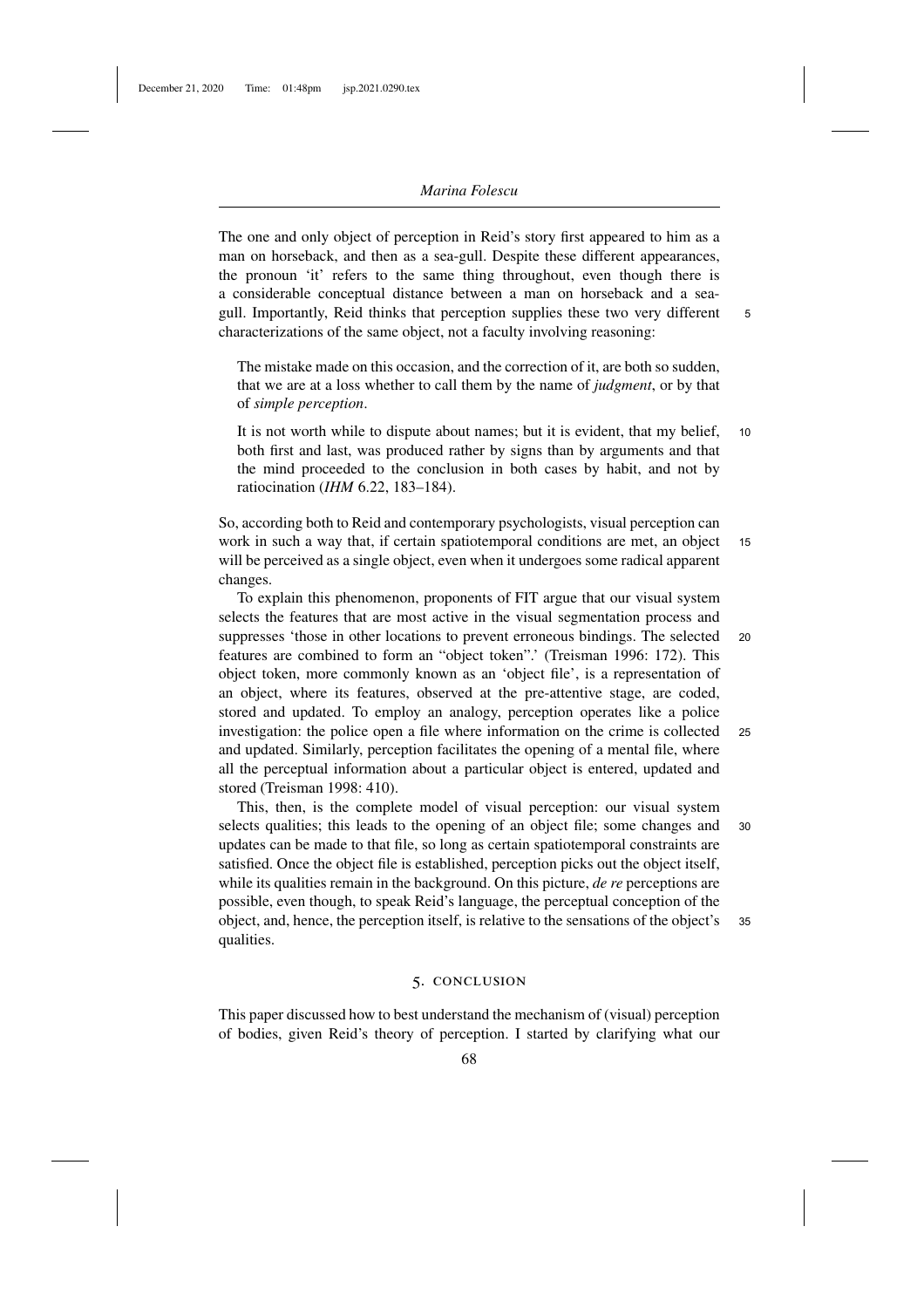The one and only object of perception in Reid's story first appeared to him as a man on horseback, and then as a sea-gull. Despite these different appearances, the pronoun 'it' refers to the same thing throughout, even though there is a considerable conceptual distance between a man on horseback and a sea-gull. Importantly, Reid thinks that perception supplies these two very different characterizations of the same object, not a faculty involving reasoning:

> The mistake made on this occasion, and the correction of it, are both so sudden, that we are at a loss whether to call them by the name of *judgment*, or by that of *simple perception*.
>
> It is not worth while to dispute about names; but it is evident, that my belief, both first and last, was produced rather by signs than by arguments and that the mind proceeded to the conclusion in both cases by habit, and not by ratiocination (*IHM* 6.22, 183–184).

So, according both to Reid and contemporary psychologists, visual perception can work in such a way that, if certain spatiotemporal conditions are met, an object will be perceived as a single object, even when it undergoes some radical apparent changes.

To explain this phenomenon, proponents of FIT argue that our visual system selects the features that are most active in the visual segmentation process and suppresses 'those in other locations to prevent erroneous bindings. The selected features are combined to form an "object token".' (Treisman 1996: 172). This object token, more commonly known as an 'object file', is a representation of an object, where its features, observed at the pre-attentive stage, are coded, stored and updated. To employ an analogy, perception operates like a police investigation: the police open a file where information on the crime is collected and updated. Similarly, perception facilitates the opening of a mental file, where all the perceptual information about a particular object is entered, updated and stored (Treisman 1998: 410).

This, then, is the complete model of visual perception: our visual system selects qualities; this leads to the opening of an object file; some changes and updates can be made to that file, so long as certain spatiotemporal constraints are satisfied. Once the object file is established, perception picks out the object itself, while its qualities remain in the background. On this picture, *de re* perceptions are possible, even though, to speak Reid's language, the perceptual conception of the object, and, hence, the perception itself, is relative to the sensations of the object's qualities.

## 5. CONCLUSION

This paper discussed how to best understand the mechanism of (visual) perception of bodies, given Reid's theory of perception. I started by clarifying what our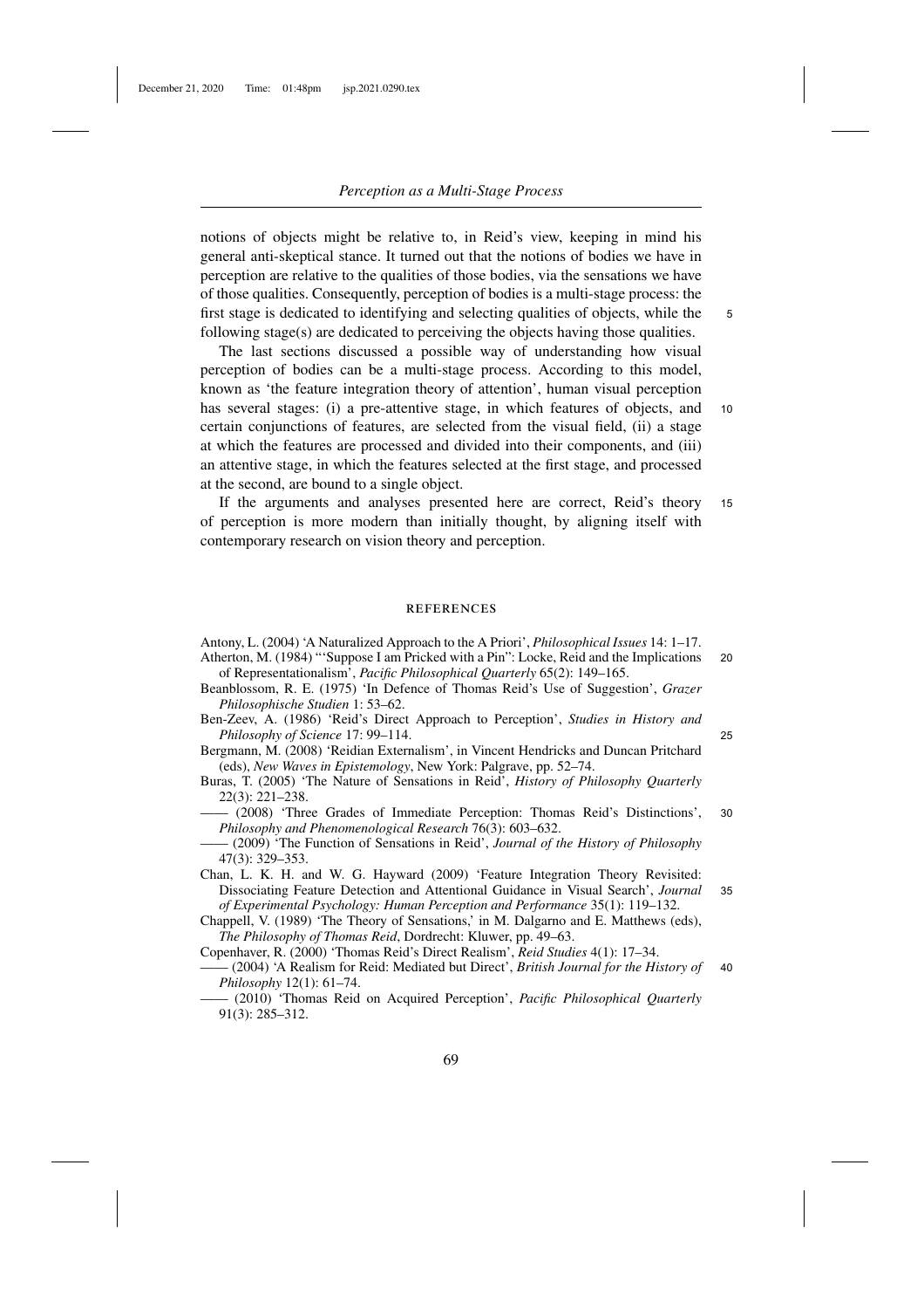notions of objects might be relative to, in Reid's view, keeping in mind his general anti-skeptical stance. It turned out that the notions of bodies we have in perception are relative to the qualities of those bodies, via the sensations we have of those qualities. Consequently, perception of bodies is a multi-stage process: the first stage is dedicated to identifying and selecting qualities of objects, while the following stage(s) are dedicated to perceiving the objects having those qualities.

The last sections discussed a possible way of understanding how visual perception of bodies can be a multi-stage process. According to this model, known as 'the feature integration theory of attention', human visual perception has several stages: (i) a pre-attentive stage, in which features of objects, and certain conjunctions of features, are selected from the visual field, (ii) a stage at which the features are processed and divided into their components, and (iii) an attentive stage, in which the features selected at the first stage, and processed at the second, are bound to a single object.

If the arguments and analyses presented here are correct, Reid's theory of perception is more modern than initially thought, by aligning itself with contemporary research on vision theory and perception.

## REFERENCES

Antony, L. (2004) 'A Naturalized Approach to the A Priori', *Philosophical Issues* 14: 1–17.

Atherton, M. (1984) "'Suppose I am Pricked with a Pin": Locke, Reid and the Implications of Representationalism', *Pacific Philosophical Quarterly* 65(2): 149–165.

Beanblossom, R. E. (1975) 'In Defence of Thomas Reid's Use of Suggestion', *Grazer Philosophische Studien* 1: 53–62.

Ben-Zeev, A. (1986) 'Reid's Direct Approach to Perception', *Studies in History and Philosophy of Science* 17: 99–114.

Bergmann, M. (2008) 'Reidian Externalism', in Vincent Hendricks and Duncan Pritchard (eds), *New Waves in Epistemology*, New York: Palgrave, pp. 52–74.

Buras, T. (2005) 'The Nature of Sensations in Reid', *History of Philosophy Quarterly* 22(3): 221–238.

—— (2008) 'Three Grades of Immediate Perception: Thomas Reid's Distinctions', *Philosophy and Phenomenological Research* 76(3): 603–632.

—— (2009) 'The Function of Sensations in Reid', *Journal of the History of Philosophy* 47(3): 329–353.

Chan, L. K. H. and W. G. Hayward (2009) 'Feature Integration Theory Revisited: Dissociating Feature Detection and Attentional Guidance in Visual Search', *Journal of Experimental Psychology: Human Perception and Performance* 35(1): 119–132.

Chappell, V. (1989) 'The Theory of Sensations,' in M. Dalgarno and E. Matthews (eds), *The Philosophy of Thomas Reid*, Dordrecht: Kluwer, pp. 49–63.

Copenhaver, R. (2000) 'Thomas Reid's Direct Realism', *Reid Studies* 4(1): 17–34.

—— (2004) 'A Realism for Reid: Mediated but Direct', *British Journal for the History of Philosophy* 12(1): 61–74.

—— (2010) 'Thomas Reid on Acquired Perception', *Pacific Philosophical Quarterly* 91(3): 285–312.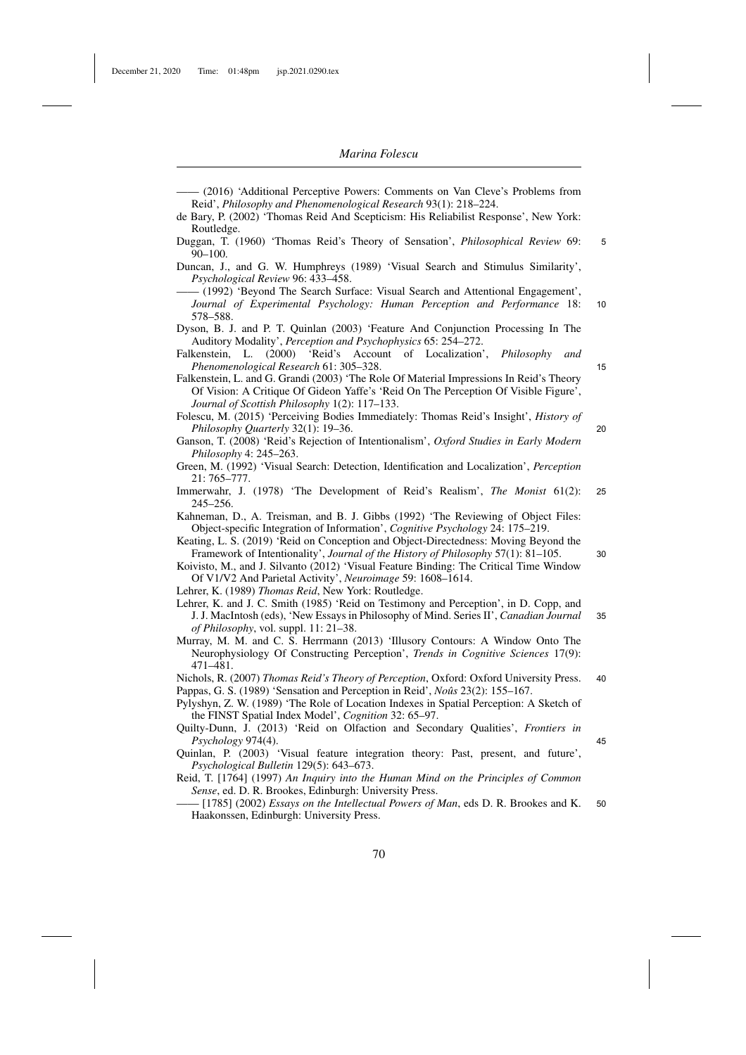—— (2016) 'Additional Perceptive Powers: Comments on Van Cleve's Problems from Reid', *Philosophy and Phenomenological Research* 93(1): 218–224.

de Bary, P. (2002) 'Thomas Reid And Scepticism: His Reliabilist Response', New York: Routledge.

Duggan, T. (1960) 'Thomas Reid's Theory of Sensation', *Philosophical Review* 69: 90–100.

Duncan, J., and G. W. Humphreys (1989) 'Visual Search and Stimulus Similarity', *Psychological Review* 96: 433–458.

—— (1992) 'Beyond The Search Surface: Visual Search and Attentional Engagement', *Journal of Experimental Psychology: Human Perception and Performance* 18: 578–588.

Dyson, B. J. and P. T. Quinlan (2003) 'Feature And Conjunction Processing In The Auditory Modality', *Perception and Psychophysics* 65: 254–272.

Falkenstein, L. (2000) 'Reid's Account of Localization', *Philosophy and Phenomenological Research* 61: 305–328.

Falkenstein, L. and G. Grandi (2003) 'The Role Of Material Impressions In Reid's Theory Of Vision: A Critique Of Gideon Yaffe's 'Reid On The Perception Of Visible Figure', *Journal of Scottish Philosophy* 1(2): 117–133.

Folescu, M. (2015) 'Perceiving Bodies Immediately: Thomas Reid's Insight', *History of Philosophy Quarterly* 32(1): 19–36.

Ganson, T. (2008) 'Reid's Rejection of Intentionalism', *Oxford Studies in Early Modern Philosophy* 4: 245–263.

Green, M. (1992) 'Visual Search: Detection, Identification and Localization', *Perception* 21: 765–777.

Immerwahr, J. (1978) 'The Development of Reid's Realism', *The Monist* 61(2): 245–256.

Kahneman, D., A. Treisman, and B. J. Gibbs (1992) 'The Reviewing of Object Files: Object-specific Integration of Information', *Cognitive Psychology* 24: 175–219.

Keating, L. S. (2019) 'Reid on Conception and Object-Directedness: Moving Beyond the Framework of Intentionality', *Journal of the History of Philosophy* 57(1): 81–105.

Koivisto, M., and J. Silvanto (2012) 'Visual Feature Binding: The Critical Time Window Of V1/V2 And Parietal Activity', *Neuroimage* 59: 1608–1614.

Lehrer, K. (1989) *Thomas Reid*, New York: Routledge.

Lehrer, K. and J. C. Smith (1985) 'Reid on Testimony and Perception', in D. Copp, and J. J. MacIntosh (eds), 'New Essays in Philosophy of Mind. Series II', *Canadian Journal of Philosophy*, vol. suppl. 11: 21–38.

Murray, M. M. and C. S. Herrmann (2013) 'Illusory Contours: A Window Onto The Neurophysiology Of Constructing Perception', *Trends in Cognitive Sciences* 17(9): 471–481.

Nichols, R. (2007) *Thomas Reid's Theory of Perception*, Oxford: Oxford University Press.

Pappas, G. S. (1989) 'Sensation and Perception in Reid', *Noûs* 23(2): 155–167.

Pylyshyn, Z. W. (1989) 'The Role of Location Indexes in Spatial Perception: A Sketch of the FINST Spatial Index Model', *Cognition* 32: 65–97.

Quilty-Dunn, J. (2013) 'Reid on Olfaction and Secondary Qualities', *Frontiers in Psychology* 974(4).

Quinlan, P. (2003) 'Visual feature integration theory: Past, present, and future', *Psychological Bulletin* 129(5): 643–673.

Reid, T. [1764] (1997) *An Inquiry into the Human Mind on the Principles of Common Sense*, ed. D. R. Brookes, Edinburgh: University Press.

—— [1785] (2002) *Essays on the Intellectual Powers of Man*, eds D. R. Brookes and K. Haakonssen, Edinburgh: University Press.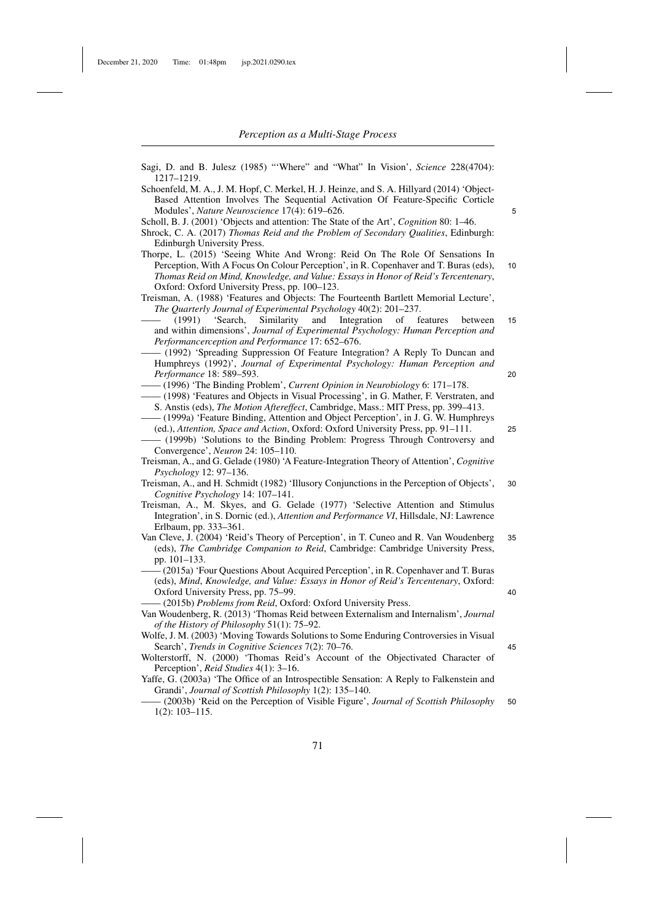Sagi, D. and B. Julesz (1985) "'Where" and "What" In Vision', *Science* 228(4704): 1217–1219.

Schoenfeld, M. A., J. M. Hopf, C. Merkel, H. J. Heinze, and S. A. Hillyard (2014) 'Object-Based Attention Involves The Sequential Activation Of Feature-Specific Corticle Modules', *Nature Neuroscience* 17(4): 619–626.

Scholl, B. J. (2001) 'Objects and attention: The State of the Art', *Cognition* 80: 1–46.

Shrock, C. A. (2017) *Thomas Reid and the Problem of Secondary Qualities*, Edinburgh: Edinburgh University Press.

Thorpe, L. (2015) 'Seeing White And Wrong: Reid On The Role Of Sensations In Perception, With A Focus On Colour Perception', in R. Copenhaver and T. Buras (eds), *Thomas Reid on Mind, Knowledge, and Value: Essays in Honor of Reid's Tercentenary*, Oxford: Oxford University Press, pp. 100–123.

Treisman, A. (1988) 'Features and Objects: The Fourteenth Bartlett Memorial Lecture', *The Quarterly Journal of Experimental Psychology* 40(2): 201–237.

—— (1991) 'Search, Similarity and Integration of features between and within dimensions', *Journal of Experimental Psychology: Human Perception and Performanceception and Performance* 17: 652–676.

—— (1992) 'Spreading Suppression Of Feature Integration? A Reply To Duncan and Humphreys (1992)', *Journal of Experimental Psychology: Human Perception and Performance* 18: 589–593.

—— (1996) 'The Binding Problem', *Current Opinion in Neurobiology* 6: 171–178.

—— (1998) 'Features and Objects in Visual Processing', in G. Mather, F. Verstraten, and S. Anstis (eds), *The Motion Aftereffect*, Cambridge, Mass.: MIT Press, pp. 399–413.

—— (1999a) 'Feature Binding, Attention and Object Perception', in J. G. W. Humphreys (ed.), *Attention, Space and Action*, Oxford: Oxford University Press, pp. 91–111.

—— (1999b) 'Solutions to the Binding Problem: Progress Through Controversy and Convergence', *Neuron* 24: 105–110.

Treisman, A., and G. Gelade (1980) 'A Feature-Integration Theory of Attention', *Cognitive Psychology* 12: 97–136.

Treisman, A., and H. Schmidt (1982) 'Illusory Conjunctions in the Perception of Objects', *Cognitive Psychology* 14: 107–141.

Treisman, A., M. Skyes, and G. Gelade (1977) 'Selective Attention and Stimulus Integration', in S. Dornic (ed.), *Attention and Performance VI*, Hillsdale, NJ: Lawrence Erlbaum, pp. 333–361.

Van Cleve, J. (2004) 'Reid's Theory of Perception', in T. Cuneo and R. Van Woudenberg (eds), *The Cambridge Companion to Reid*, Cambridge: Cambridge University Press, pp. 101–133.

—— (2015a) 'Four Questions About Acquired Perception', in R. Copenhaver and T. Buras (eds), *Mind, Knowledge, and Value: Essays in Honor of Reid's Tercentenary*, Oxford: Oxford University Press, pp. 75–99.

—— (2015b) *Problems from Reid*, Oxford: Oxford University Press.

Van Woudenberg, R. (2013) 'Thomas Reid between Externalism and Internalism', *Journal of the History of Philosophy* 51(1): 75–92.

Wolfe, J. M. (2003) 'Moving Towards Solutions to Some Enduring Controversies in Visual Search', *Trends in Cognitive Sciences* 7(2): 70–76.

Wolterstorff, N. (2000) 'Thomas Reid's Account of the Objectivated Character of Perception', *Reid Studies* 4(1): 3–16.

Yaffe, G. (2003a) 'The Office of an Introspectible Sensation: A Reply to Falkenstein and Grandi', *Journal of Scottish Philosophy* 1(2): 135–140.

—— (2003b) 'Reid on the Perception of Visible Figure', *Journal of Scottish Philosophy* 1(2): 103–115.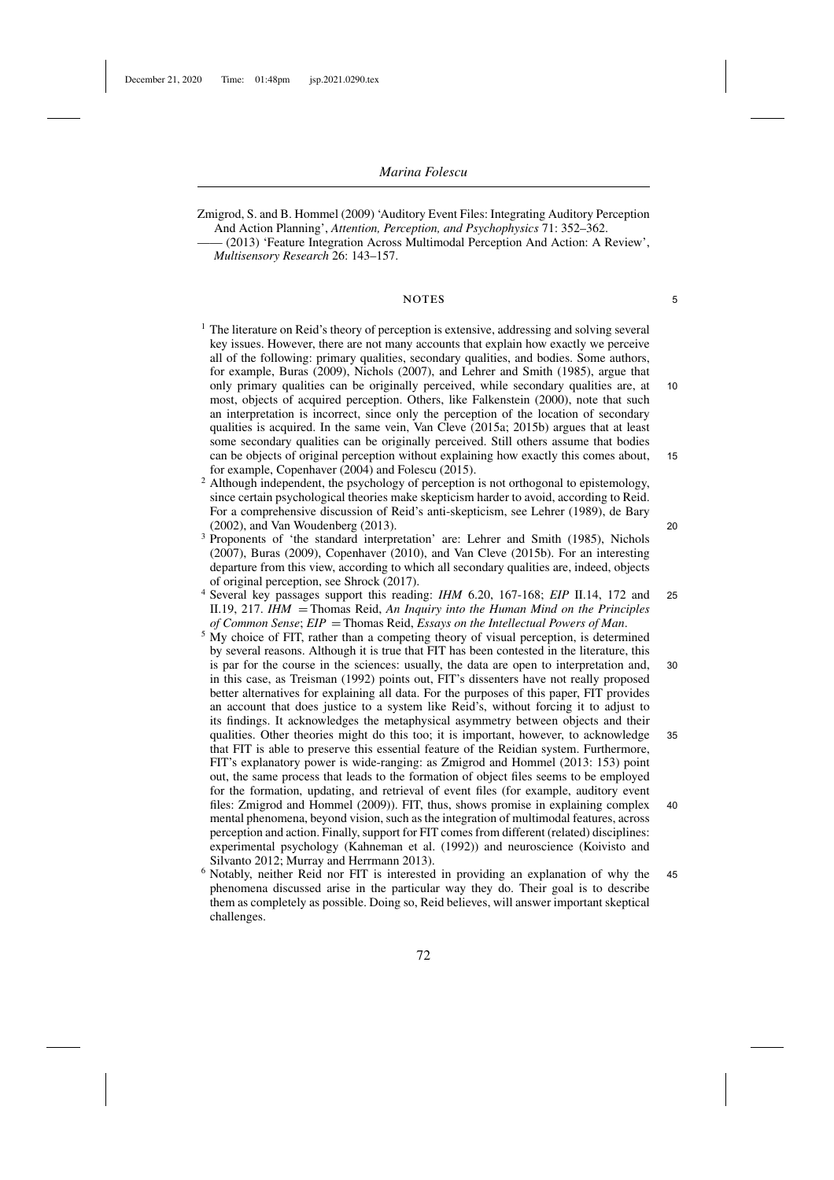Zmigrod, S. and B. Hommel (2009) 'Auditory Event Files: Integrating Auditory Perception And Action Planning', *Attention, Perception, and Psychophysics* 71: 352–362.

—— (2013) 'Feature Integration Across Multimodal Perception And Action: A Review', *Multisensory Research* 26: 143–157.

## NOTES

[1] The literature on Reid's theory of perception is extensive, addressing and solving several key issues. However, there are not many accounts that explain how exactly we perceive all of the following: primary qualities, secondary qualities, and bodies. Some authors, for example, Buras (2009), Nichols (2007), and Lehrer and Smith (1985), argue that only primary qualities can be originally perceived, while secondary qualities are, at most, objects of acquired perception. Others, like Falkenstein (2000), note that such an interpretation is incorrect, since only the perception of the location of secondary qualities is acquired. In the same vein, Van Cleve (2015a; 2015b) argues that at least some secondary qualities can be originally perceived. Still others assume that bodies can be objects of original perception without explaining how exactly this comes about, for example, Copenhaver (2004) and Folescu (2015).

[2] Although independent, the psychology of perception is not orthogonal to epistemology, since certain psychological theories make skepticism harder to avoid, according to Reid. For a comprehensive discussion of Reid's anti-skepticism, see Lehrer (1989), de Bary (2002), and Van Woudenberg (2013).

[3] Proponents of 'the standard interpretation' are: Lehrer and Smith (1985), Nichols (2007), Buras (2009), Copenhaver (2010), and Van Cleve (2015b). For an interesting departure from this view, according to which all secondary qualities are, indeed, objects of original perception, see Shrock (2017).

[4] Several key passages support this reading: *IHM* 6.20, 167-168; *EIP* II.14, 172 and II.19, 217. *IHM* = Thomas Reid, *An Inquiry into the Human Mind on the Principles of Common Sense*; *EIP* = Thomas Reid, *Essays on the Intellectual Powers of Man*.

[5] My choice of FIT, rather than a competing theory of visual perception, is determined by several reasons. Although it is true that FIT has been contested in the literature, this is par for the course in the sciences: usually, the data are open to interpretation and, in this case, as Treisman (1992) points out, FIT's dissenters have not really proposed better alternatives for explaining all data. For the purposes of this paper, FIT provides an account that does justice to a system like Reid's, without forcing it to adjust to its findings. It acknowledges the metaphysical asymmetry between objects and their qualities. Other theories might do this too; it is important, however, to acknowledge that FIT is able to preserve this essential feature of the Reidian system. Furthermore, FIT's explanatory power is wide-ranging: as Zmigrod and Hommel (2013: 153) point out, the same process that leads to the formation of object files seems to be employed for the formation, updating, and retrieval of event files (for example, auditory event files: Zmigrod and Hommel (2009)). FIT, thus, shows promise in explaining complex mental phenomena, beyond vision, such as the integration of multimodal features, across perception and action. Finally, support for FIT comes from different (related) disciplines: experimental psychology (Kahneman et al. (1992)) and neuroscience (Koivisto and Silvanto 2012; Murray and Herrmann 2013).

[6] Notably, neither Reid nor FIT is interested in providing an explanation of why the phenomena discussed arise in the particular way they do. Their goal is to describe them as completely as possible. Doing so, Reid believes, will answer important skeptical challenges.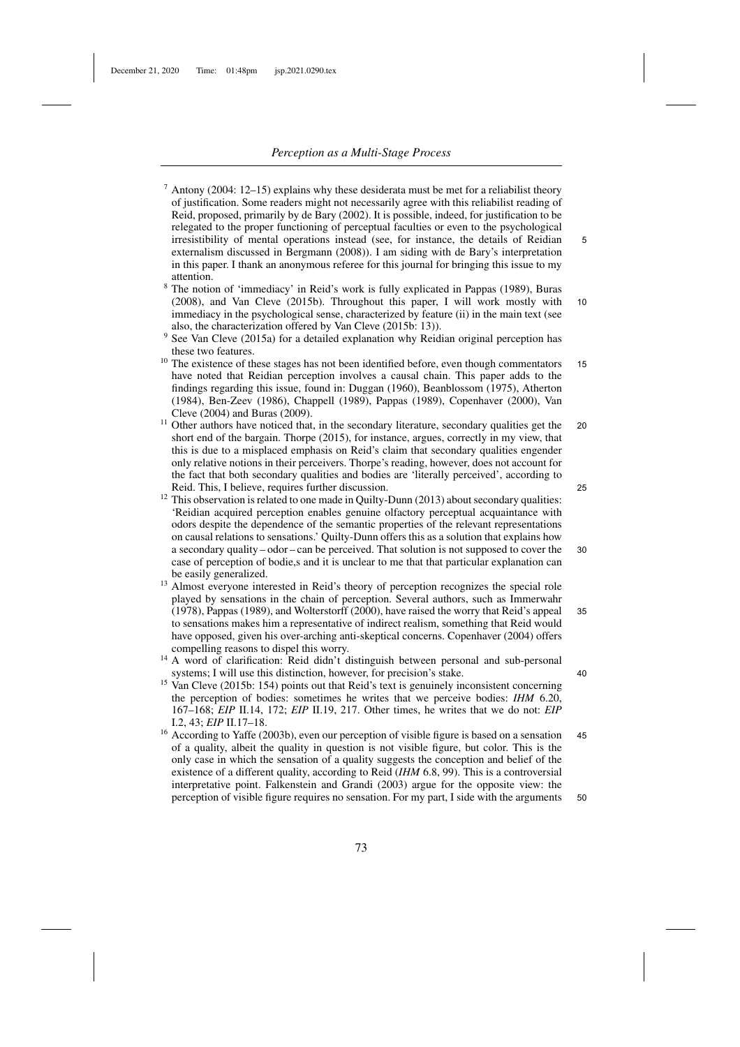[7] Antony (2004: 12–15) explains why these desiderata must be met for a reliabilist theory of justification. Some readers might not necessarily agree with this reliabilist reading of Reid, proposed, primarily by de Bary (2002). It is possible, indeed, for justification to be relegated to the proper functioning of perceptual faculties or even to the psychological irresistibility of mental operations instead (see, for instance, the details of Reidian externalism discussed in Bergmann (2008)). I am siding with de Bary's interpretation in this paper. I thank an anonymous referee for this journal for bringing this issue to my attention.

[8] The notion of 'immediacy' in Reid's work is fully explicated in Pappas (1989), Buras (2008), and Van Cleve (2015b). Throughout this paper, I will work mostly with immediacy in the psychological sense, characterized by feature (ii) in the main text (see also, the characterization offered by Van Cleve (2015b: 13)).

[9] See Van Cleve (2015a) for a detailed explanation why Reidian original perception has these two features.

[10] The existence of these stages has not been identified before, even though commentators have noted that Reidian perception involves a causal chain. This paper adds to the findings regarding this issue, found in: Duggan (1960), Beanblossom (1975), Atherton (1984), Ben-Zeev (1986), Chappell (1989), Pappas (1989), Copenhaver (2000), Van Cleve (2004) and Buras (2009).

[11] Other authors have noticed that, in the secondary literature, secondary qualities get the short end of the bargain. Thorpe (2015), for instance, argues, correctly in my view, that this is due to a misplaced emphasis on Reid's claim that secondary qualities engender only relative notions in their perceivers. Thorpe's reading, however, does not account for the fact that both secondary qualities and bodies are 'literally perceived', according to Reid. This, I believe, requires further discussion.

[12] This observation is related to one made in Quilty-Dunn (2013) about secondary qualities: 'Reidian acquired perception enables genuine olfactory perceptual acquaintance with odors despite the dependence of the semantic properties of the relevant representations on causal relations to sensations.' Quilty-Dunn offers this as a solution that explains how a secondary quality – odor – can be perceived. That solution is not supposed to cover the case of perception of bodie,s and it is unclear to me that that particular explanation can be easily generalized.

[13] Almost everyone interested in Reid's theory of perception recognizes the special role played by sensations in the chain of perception. Several authors, such as Immerwahr (1978), Pappas (1989), and Wolterstorff (2000), have raised the worry that Reid's appeal to sensations makes him a representative of indirect realism, something that Reid would have opposed, given his over-arching anti-skeptical concerns. Copenhaver (2004) offers compelling reasons to dispel this worry.

[14] A word of clarification: Reid didn't distinguish between personal and sub-personal systems; I will use this distinction, however, for precision's stake.

[15] Van Cleve (2015b: 154) points out that Reid's text is genuinely inconsistent concerning the perception of bodies: sometimes he writes that we perceive bodies: *IHM* 6.20, 167–168; *EIP* II.14, 172; *EIP* II.19, 217. Other times, he writes that we do not: *EIP* I.2, 43; *EIP* II.17–18.

[16] According to Yaffe (2003b), even our perception of visible figure is based on a sensation of a quality, albeit the quality in question is not visible figure, but color. This is the only case in which the sensation of a quality suggests the conception and belief of the existence of a different quality, according to Reid (*IHM* 6.8, 99). This is a controversial interpretative point. Falkenstein and Grandi (2003) argue for the opposite view: the perception of visible figure requires no sensation. For my part, I side with the arguments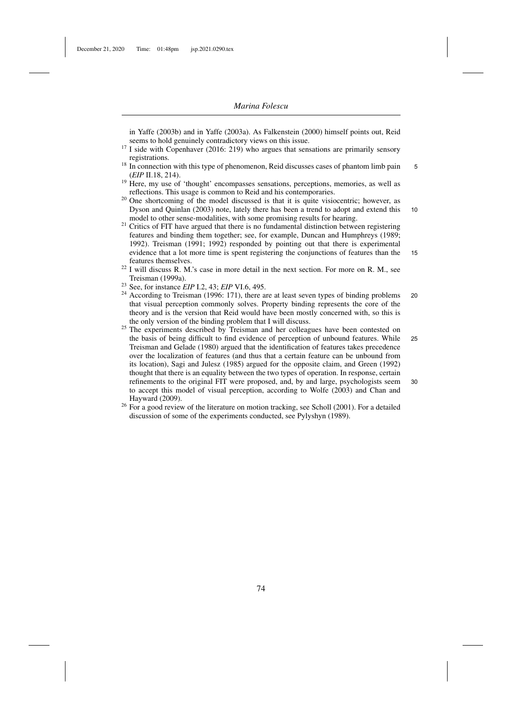in Yaffe (2003b) and in Yaffe (2003a). As Falkenstein (2000) himself points out, Reid seems to hold genuinely contradictory views on this issue.

[17] I side with Copenhaver (2016: 219) who argues that sensations are primarily sensory registrations.

[18] In connection with this type of phenomenon, Reid discusses cases of phantom limb pain (*EIP* II.18, 214).

[19] Here, my use of 'thought' encompasses sensations, perceptions, memories, as well as reflections. This usage is common to Reid and his contemporaries.

[20] One shortcoming of the model discussed is that it is quite visiocentric; however, as Dyson and Quinlan (2003) note, lately there has been a trend to adopt and extend this model to other sense-modalities, with some promising results for hearing.

[21] Critics of FIT have argued that there is no fundamental distinction between registering features and binding them together; see, for example, Duncan and Humphreys (1989; 1992). Treisman (1991; 1992) responded by pointing out that there is experimental evidence that a lot more time is spent registering the conjunctions of features than the features themselves.

[22] I will discuss R. M.'s case in more detail in the next section. For more on R. M., see Treisman (1999a).

[23] See, for instance *EIP* I.2, 43; *EIP* VI.6, 495.

[24] According to Treisman (1996: 171), there are at least seven types of binding problems that visual perception commonly solves. Property binding represents the core of the theory and is the version that Reid would have been mostly concerned with, so this is the only version of the binding problem that I will discuss.

[25] The experiments described by Treisman and her colleagues have been contested on the basis of being difficult to find evidence of perception of unbound features. While Treisman and Gelade (1980) argued that the identification of features takes precedence over the localization of features (and thus that a certain feature can be unbound from its location), Sagi and Julesz (1985) argued for the opposite claim, and Green (1992) thought that there is an equality between the two types of operation. In response, certain refinements to the original FIT were proposed, and, by and large, psychologists seem to accept this model of visual perception, according to Wolfe (2003) and Chan and Hayward (2009).

[26] For a good review of the literature on motion tracking, see Scholl (2001). For a detailed discussion of some of the experiments conducted, see Pylyshyn (1989).